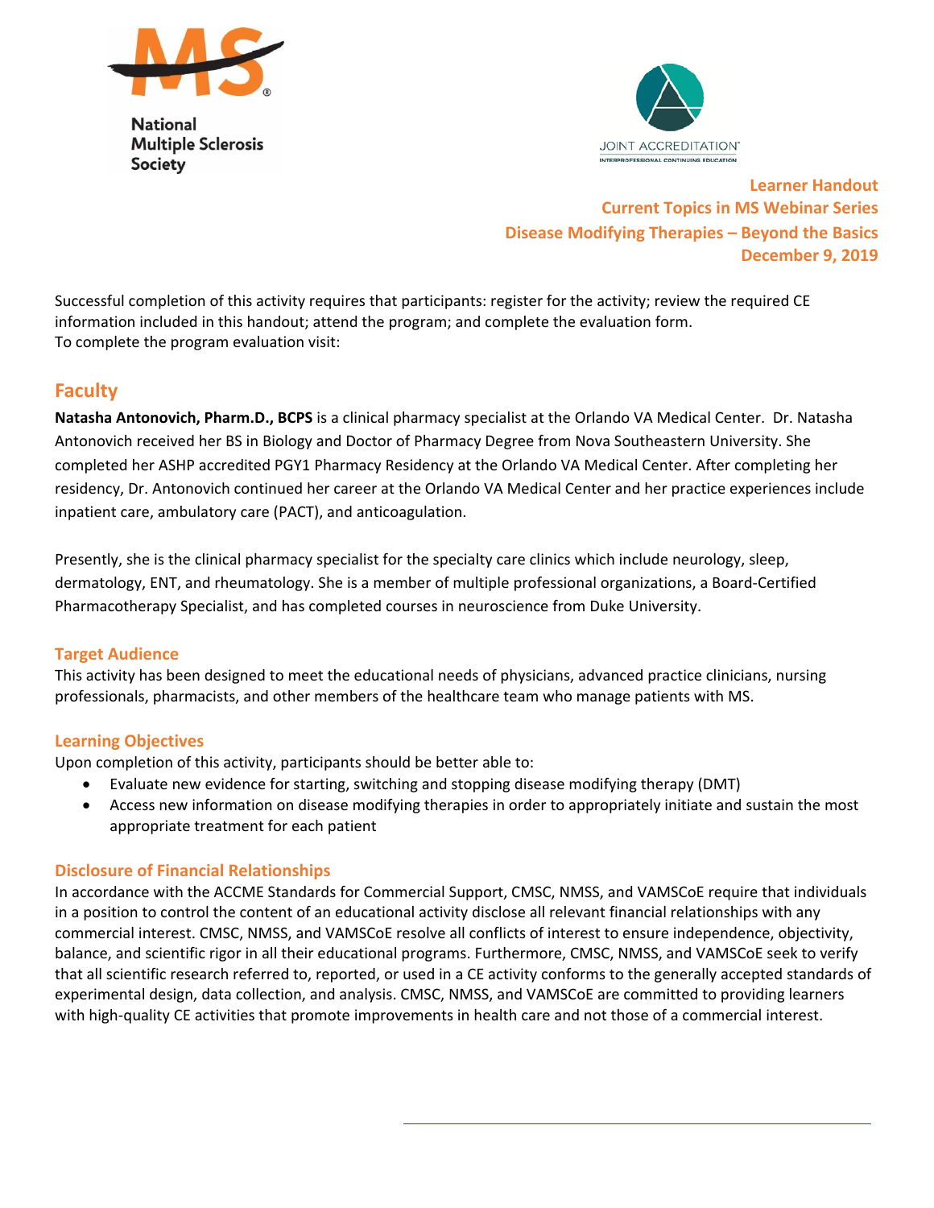National Multiple Sclerosis Society

JOINT ACCREDITATION INTERPROFESSIONAL CONTINUING EDUCATION

**Learner Handout**
**Current Topics in MS Webinar Series**
**Disease Modifying Therapies – Beyond the Basics**
**December 9, 2019**

Successful completion of this activity requires that participants: register for the activity; review the required CE information included in this handout; attend the program; and complete the evaluation form.
To complete the program evaluation visit:

## Faculty

**Natasha Antonovich, Pharm.D., BCPS** is a clinical pharmacy specialist at the Orlando VA Medical Center. Dr. Natasha Antonovich received her BS in Biology and Doctor of Pharmacy Degree from Nova Southeastern University. She completed her ASHP accredited PGY1 Pharmacy Residency at the Orlando VA Medical Center. After completing her residency, Dr. Antonovich continued her career at the Orlando VA Medical Center and her practice experiences include inpatient care, ambulatory care (PACT), and anticoagulation.

Presently, she is the clinical pharmacy specialist for the specialty care clinics which include neurology, sleep, dermatology, ENT, and rheumatology. She is a member of multiple professional organizations, a Board-Certified Pharmacotherapy Specialist, and has completed courses in neuroscience from Duke University.

### Target Audience

This activity has been designed to meet the educational needs of physicians, advanced practice clinicians, nursing professionals, pharmacists, and other members of the healthcare team who manage patients with MS.

### Learning Objectives

Upon completion of this activity, participants should be better able to:

- Evaluate new evidence for starting, switching and stopping disease modifying therapy (DMT)
- Access new information on disease modifying therapies in order to appropriately initiate and sustain the most appropriate treatment for each patient

### Disclosure of Financial Relationships

In accordance with the ACCME Standards for Commercial Support, CMSC, NMSS, and VAMSCoE require that individuals in a position to control the content of an educational activity disclose all relevant financial relationships with any commercial interest. CMSC, NMSS, and VAMSCoE resolve all conflicts of interest to ensure independence, objectivity, balance, and scientific rigor in all their educational programs. Furthermore, CMSC, NMSS, and VAMSCoE seek to verify that all scientific research referred to, reported, or used in a CE activity conforms to the generally accepted standards of experimental design, data collection, and analysis. CMSC, NMSS, and VAMSCoE are committed to providing learners with high-quality CE activities that promote improvements in health care and not those of a commercial interest.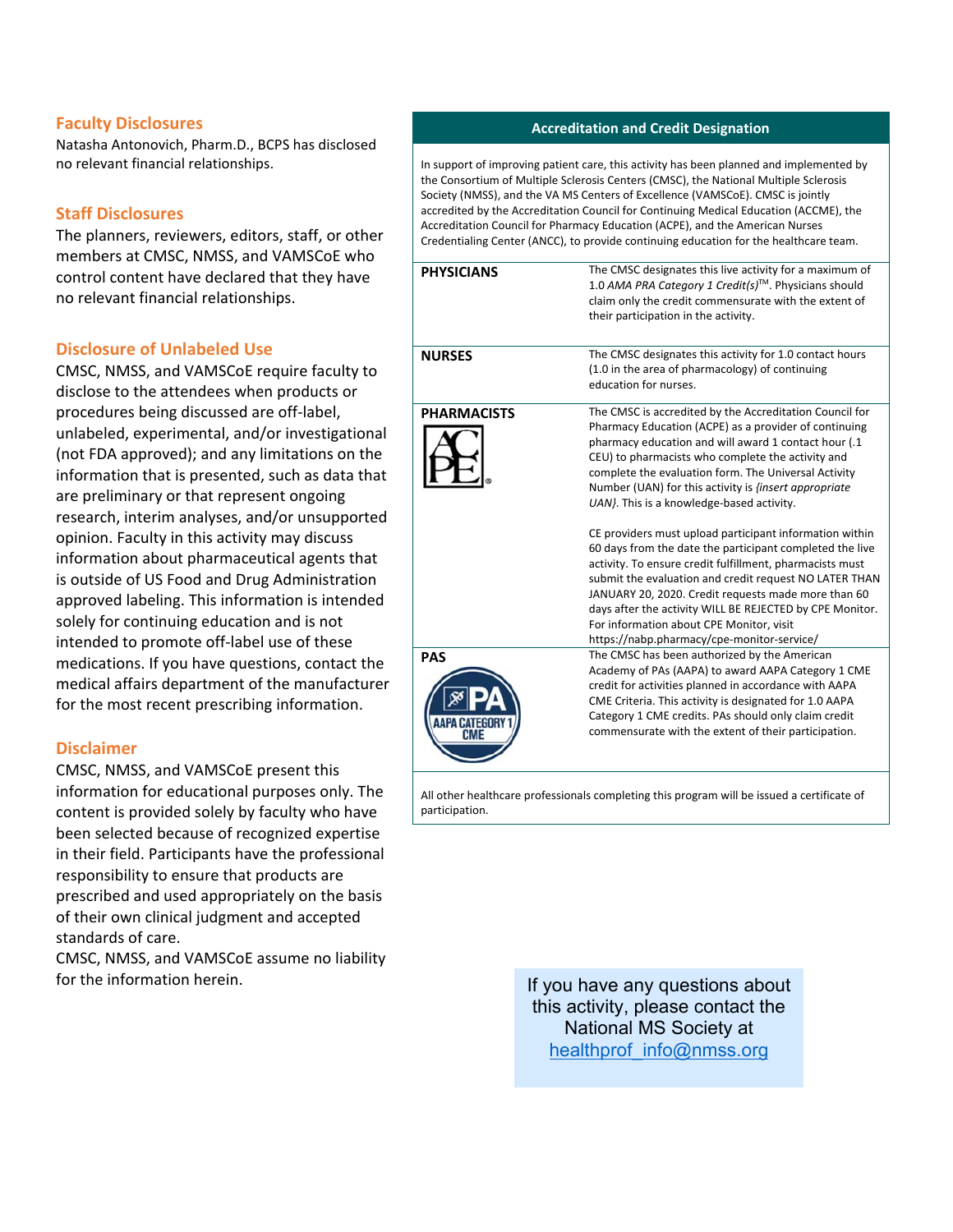## Faculty Disclosures

Natasha Antonovich, Pharm.D., BCPS has disclosed no relevant financial relationships.

## Staff Disclosures

The planners, reviewers, editors, staff, or other members at CMSC, NMSS, and VAMSCoE who control content have declared that they have no relevant financial relationships.

## Disclosure of Unlabeled Use

CMSC, NMSS, and VAMSCoE require faculty to disclose to the attendees when products or procedures being discussed are off-label, unlabeled, experimental, and/or investigational (not FDA approved); and any limitations on the information that is presented, such as data that are preliminary or that represent ongoing research, interim analyses, and/or unsupported opinion. Faculty in this activity may discuss information about pharmaceutical agents that is outside of US Food and Drug Administration approved labeling. This information is intended solely for continuing education and is not intended to promote off-label use of these medications. If you have questions, contact the medical affairs department of the manufacturer for the most recent prescribing information.

## Disclaimer

CMSC, NMSS, and VAMSCoE present this information for educational purposes only. The content is provided solely by faculty who have been selected because of recognized expertise in their field. Participants have the professional responsibility to ensure that products are prescribed and used appropriately on the basis of their own clinical judgment and accepted standards of care.

CMSC, NMSS, and VAMSCoE assume no liability for the information herein.

## Accreditation and Credit Designation

In support of improving patient care, this activity has been planned and implemented by the Consortium of Multiple Sclerosis Centers (CMSC), the National Multiple Sclerosis Society (NMSS), and the VA MS Centers of Excellence (VAMSCoE). CMSC is jointly accredited by the Accreditation Council for Continuing Medical Education (ACCME), the Accreditation Council for Pharmacy Education (ACPE), and the American Nurses Credentialing Center (ANCC), to provide continuing education for the healthcare team.

| | |
|---|---|
| **PHYSICIANS** | The CMSC designates this live activity for a maximum of 1.0 *AMA PRA Category 1 Credit(s)*™. Physicians should claim only the credit commensurate with the extent of their participation in the activity. |
| **NURSES** | The CMSC designates this activity for 1.0 contact hours (1.0 in the area of pharmacology) of continuing education for nurses. |
| **PHARMACISTS** | The CMSC is accredited by the Accreditation Council for Pharmacy Education (ACPE) as a provider of continuing pharmacy education and will award 1 contact hour (.1 CEU) to pharmacists who complete the activity and complete the evaluation form. The Universal Activity Number (UAN) for this activity is *{insert appropriate UAN}*. This is a knowledge-based activity. <br><br> CE providers must upload participant information within 60 days from the date the participant completed the live activity. To ensure credit fulfillment, pharmacists must submit the evaluation and credit request NO LATER THAN JANUARY 20, 2020. Credit requests made more than 60 days after the activity WILL BE REJECTED by CPE Monitor. For information about CPE Monitor, visit https://nabp.pharmacy/cpe-monitor-service/ |
| **PAS** | The CMSC has been authorized by the American Academy of PAs (AAPA) to award AAPA Category 1 CME credit for activities planned in accordance with AAPA CME Criteria. This activity is designated for 1.0 AAPA Category 1 CME credits. PAs should only claim credit commensurate with the extent of their participation. |

All other healthcare professionals completing this program will be issued a certificate of participation.

If you have any questions about this activity, please contact the National MS Society at healthprof_info@nmss.org